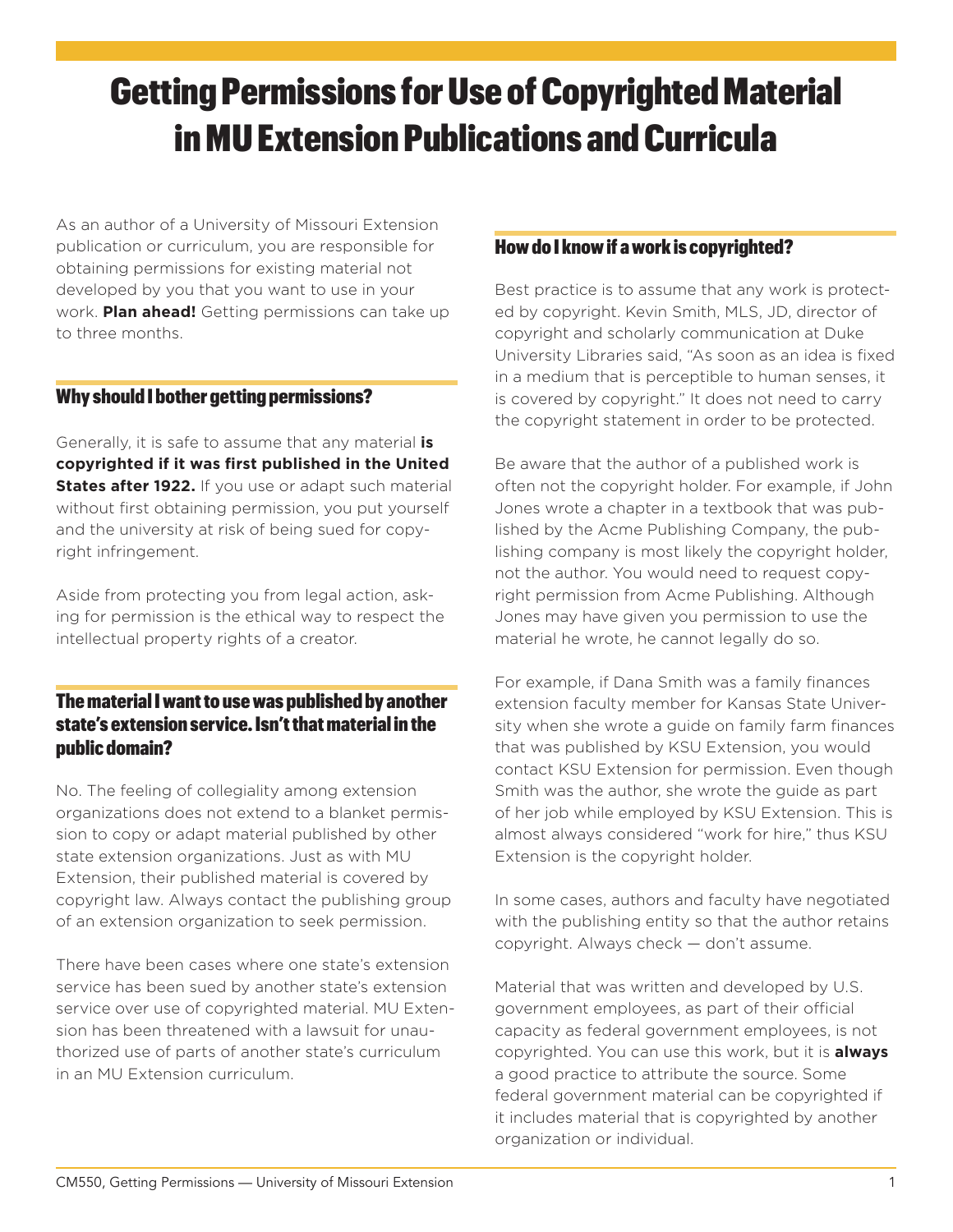# Getting Permissions for Use of Copyrighted Material in MU Extension Publications and Curricula

As an author of a University of Missouri Extension publication or curriculum, you are responsible for obtaining permissions for existing material not developed by you that you want to use in your work. **Plan ahead!** Getting permissions can take up to three months.

## Why should I bother getting permissions?

Generally, it is safe to assume that any material **is copyrighted if it was first published in the United States after 1922.** If you use or adapt such material without first obtaining permission, you put yourself and the university at risk of being sued for copyright infringement.

Aside from protecting you from legal action, asking for permission is the ethical way to respect the intellectual property rights of a creator.

## The material I want to use was published by another state's extension service. Isn't that material in the public domain?

No. The feeling of collegiality among extension organizations does not extend to a blanket permission to copy or adapt material published by other state extension organizations. Just as with MU Extension, their published material is covered by copyright law. Always contact the publishing group of an extension organization to seek permission.

There have been cases where one state's extension service has been sued by another state's extension service over use of copyrighted material. MU Extension has been threatened with a lawsuit for unauthorized use of parts of another state's curriculum in an MU Extension curriculum.

## How do I know if a work is copyrighted?

Best practice is to assume that any work is protected by copyright. Kevin Smith, MLS, JD, director of copyright and scholarly communication at Duke University Libraries said, "As soon as an idea is fixed in a medium that is perceptible to human senses, it is covered by copyright." It does not need to carry the copyright statement in order to be protected.

Be aware that the author of a published work is often not the copyright holder. For example, if John Jones wrote a chapter in a textbook that was published by the Acme Publishing Company, the publishing company is most likely the copyright holder, not the author. You would need to request copyright permission from Acme Publishing. Although Jones may have given you permission to use the material he wrote, he cannot legally do so.

For example, if Dana Smith was a family finances extension faculty member for Kansas State University when she wrote a guide on family farm finances that was published by KSU Extension, you would contact KSU Extension for permission. Even though Smith was the author, she wrote the guide as part of her job while employed by KSU Extension. This is almost always considered "work for hire," thus KSU Extension is the copyright holder.

In some cases, authors and faculty have negotiated with the publishing entity so that the author retains copyright. Always check — don't assume.

Material that was written and developed by U.S. government employees, as part of their official capacity as federal government employees, is not copyrighted. You can use this work, but it is **always** a good practice to attribute the source. Some federal government material can be copyrighted if it includes material that is copyrighted by another organization or individual.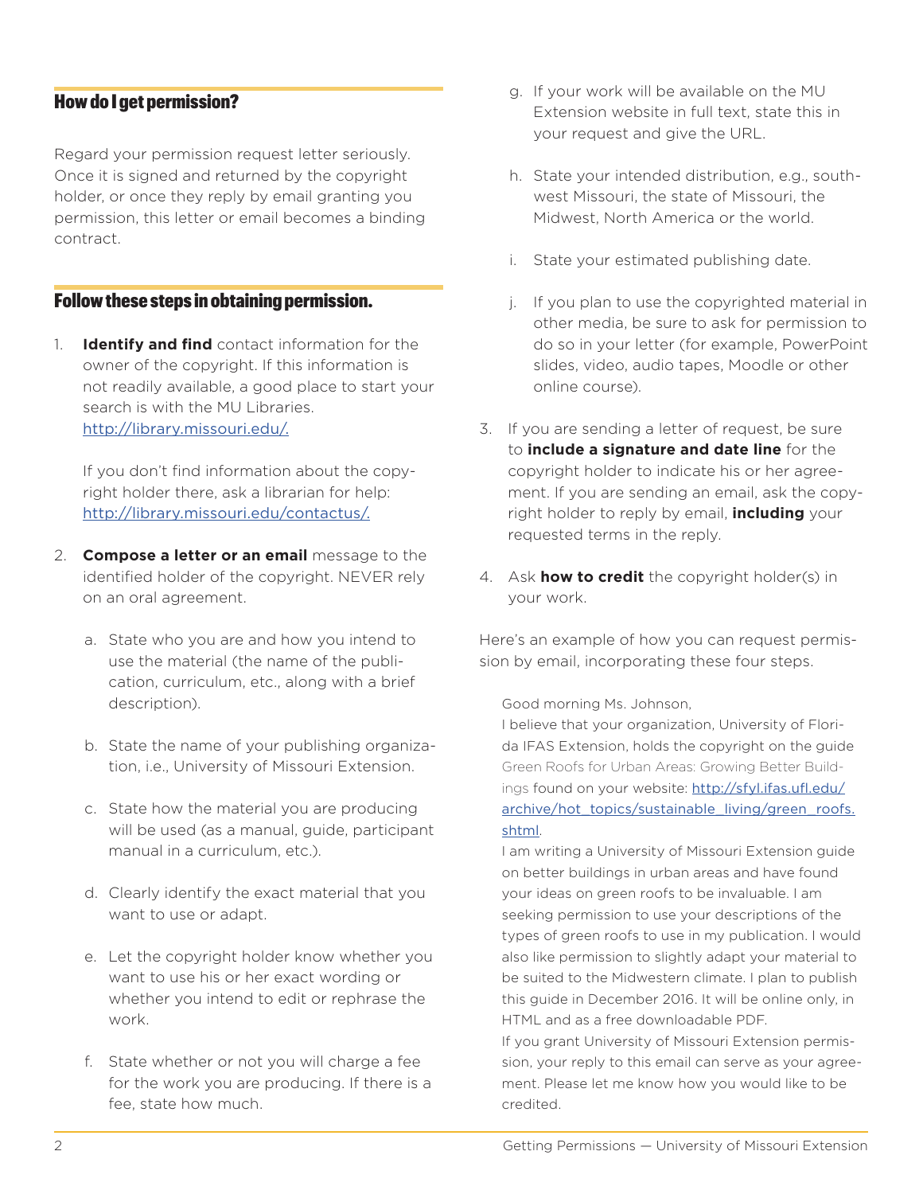## How do I get permission?

Regard your permission request letter seriously. Once it is signed and returned by the copyright holder, or once they reply by email granting you permission, this letter or email becomes a binding contract.

## Follow these steps in obtaining permission.

1. **Identify and find** contact information for the owner of the copyright. If this information is not readily available, a good place to start your search is with the MU Libraries. http://library.missouri.edu/.

   If you don't find information about the copyright holder there, ask a librarian for help: http://library.missouri.edu/contactus/.

2. **Compose a letter or an email** message to the identified holder of the copyright. NEVER rely on an oral agreement.

   a. State who you are and how you intend to use the material (the name of the publication, curriculum, etc., along with a brief description).

   b. State the name of your publishing organization, i.e., University of Missouri Extension.

   c. State how the material you are producing will be used (as a manual, guide, participant manual in a curriculum, etc.).

   d. Clearly identify the exact material that you want to use or adapt.

   e. Let the copyright holder know whether you want to use his or her exact wording or whether you intend to edit or rephrase the work.

   f. State whether or not you will charge a fee for the work you are producing. If there is a fee, state how much.

   g. If your work will be available on the MU Extension website in full text, state this in your request and give the URL.

   h. State your intended distribution, e.g., southwest Missouri, the state of Missouri, the Midwest, North America or the world.

   i. State your estimated publishing date.

   j. If you plan to use the copyrighted material in other media, be sure to ask for permission to do so in your letter (for example, PowerPoint slides, video, audio tapes, Moodle or other online course).

3. If you are sending a letter of request, be sure to **include a signature and date line** for the copyright holder to indicate his or her agreement. If you are sending an email, ask the copyright holder to reply by email, **including** your requested terms in the reply.

4. Ask **how to credit** the copyright holder(s) in your work.

Here's an example of how you can request permission by email, incorporating these four steps.

> Good morning Ms. Johnson,
>
> I believe that your organization, University of Florida IFAS Extension, holds the copyright on the guide Green Roofs for Urban Areas: Growing Better Buildings found on your website: http://sfyl.ifas.ufl.edu/archive/hot_topics/sustainable_living/green_roofs.shtml.
>
> I am writing a University of Missouri Extension guide on better buildings in urban areas and have found your ideas on green roofs to be invaluable. I am seeking permission to use your descriptions of the types of green roofs to use in my publication. I would also like permission to slightly adapt your material to be suited to the Midwestern climate. I plan to publish this guide in December 2016. It will be online only, in HTML and as a free downloadable PDF.
>
> If you grant University of Missouri Extension permission, your reply to this email can serve as your agreement. Please let me know how you would like to be credited.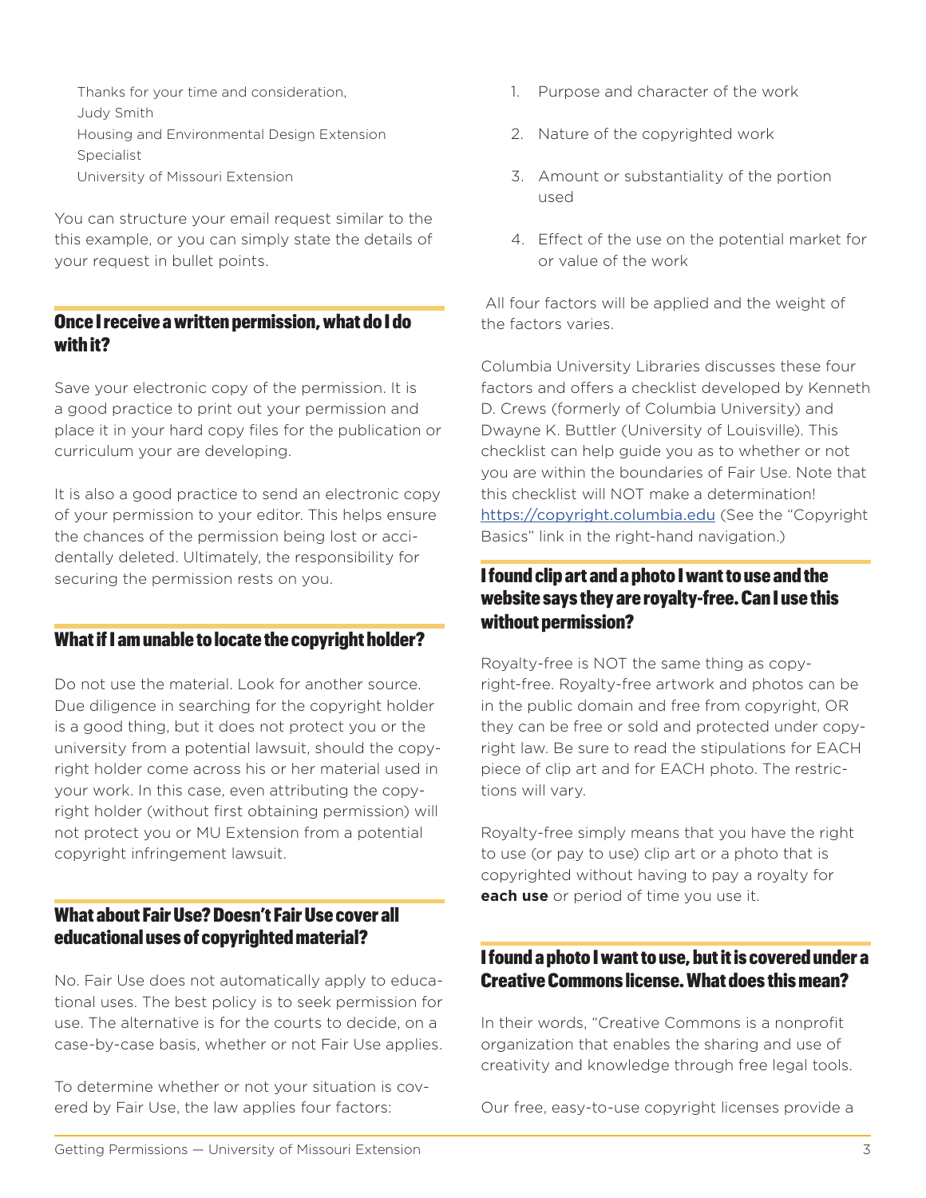Thanks for your time and consideration,
Judy Smith
Housing and Environmental Design Extension Specialist
University of Missouri Extension

You can structure your email request similar to the this example, or you can simply state the details of your request in bullet points.

## Once I receive a written permission, what do I do with it?

Save your electronic copy of the permission. It is a good practice to print out your permission and place it in your hard copy files for the publication or curriculum your are developing.

It is also a good practice to send an electronic copy of your permission to your editor. This helps ensure the chances of the permission being lost or accidentally deleted. Ultimately, the responsibility for securing the permission rests on you.

## What if I am unable to locate the copyright holder?

Do not use the material. Look for another source. Due diligence in searching for the copyright holder is a good thing, but it does not protect you or the university from a potential lawsuit, should the copyright holder come across his or her material used in your work. In this case, even attributing the copyright holder (without first obtaining permission) will not protect you or MU Extension from a potential copyright infringement lawsuit.

## What about Fair Use? Doesn't Fair Use cover all educational uses of copyrighted material?

No. Fair Use does not automatically apply to educational uses. The best policy is to seek permission for use. The alternative is for the courts to decide, on a case-by-case basis, whether or not Fair Use applies.

To determine whether or not your situation is covered by Fair Use, the law applies four factors:

1. Purpose and character of the work
2. Nature of the copyrighted work
3. Amount or substantiality of the portion used
4. Effect of the use on the potential market for or value of the work

All four factors will be applied and the weight of the factors varies.

Columbia University Libraries discusses these four factors and offers a checklist developed by Kenneth D. Crews (formerly of Columbia University) and Dwayne K. Buttler (University of Louisville). This checklist can help guide you as to whether or not you are within the boundaries of Fair Use. Note that this checklist will NOT make a determination! https://copyright.columbia.edu (See the "Copyright Basics" link in the right-hand navigation.)

## I found clip art and a photo I want to use and the website says they are royalty-free. Can I use this without permission?

Royalty-free is NOT the same thing as copyright-free. Royalty-free artwork and photos can be in the public domain and free from copyright, OR they can be free or sold and protected under copyright law. Be sure to read the stipulations for EACH piece of clip art and for EACH photo. The restrictions will vary.

Royalty-free simply means that you have the right to use (or pay to use) clip art or a photo that is copyrighted without having to pay a royalty for **each use** or period of time you use it.

## I found a photo I want to use, but it is covered under a Creative Commons license. What does this mean?

In their words, "Creative Commons is a nonprofit organization that enables the sharing and use of creativity and knowledge through free legal tools.

Our free, easy-to-use copyright licenses provide a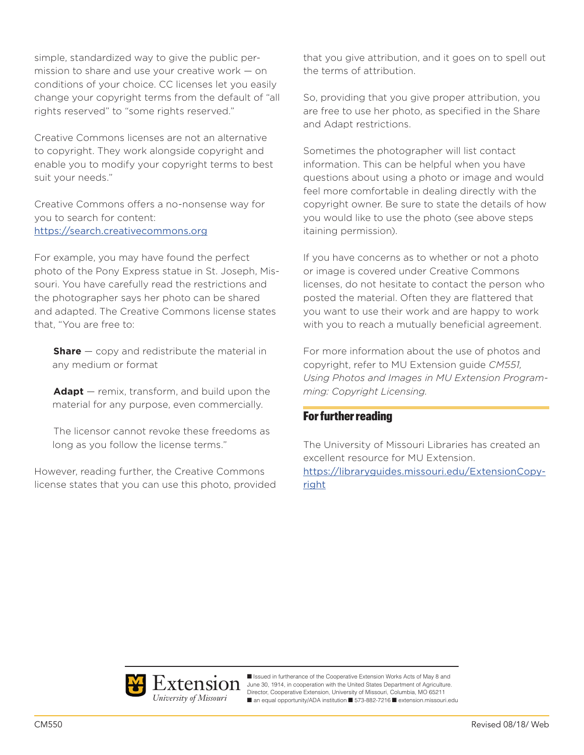simple, standardized way to give the public permission to share and use your creative work — on conditions of your choice. CC licenses let you easily change your copyright terms from the default of "all rights reserved" to "some rights reserved."

Creative Commons licenses are not an alternative to copyright. They work alongside copyright and enable you to modify your copyright terms to best suit your needs."

Creative Commons offers a no-nonsense way for you to search for content: [https://search.creativecommons.org](https://search.creativecommons.org)

For example, you may have found the perfect photo of the Pony Express statue in St. Joseph, Missouri. You have carefully read the restrictions and the photographer says her photo can be shared and adapted. The Creative Commons license states that, "You are free to:

> **Share** — copy and redistribute the material in any medium or format
>
> **Adapt** — remix, transform, and build upon the material for any purpose, even commercially.
>
> The licensor cannot revoke these freedoms as long as you follow the license terms."

However, reading further, the Creative Commons license states that you can use this photo, provided that you give attribution, and it goes on to spell out the terms of attribution.

So, providing that you give proper attribution, you are free to use her photo, as specified in the Share and Adapt restrictions.

Sometimes the photographer will list contact information. This can be helpful when you have questions about using a photo or image and would feel more comfortable in dealing directly with the copyright owner. Be sure to state the details of how you would like to use the photo (see above steps itaining permission).

If you have concerns as to whether or not a photo or image is covered under Creative Commons licenses, do not hesitate to contact the person who posted the material. Often they are flattered that you want to use their work and are happy to work with you to reach a mutually beneficial agreement.

For more information about the use of photos and copyright, refer to MU Extension guide *CM551, Using Photos and Images in MU Extension Programming: Copyright Licensing.*

## For further reading

The University of Missouri Libraries has created an excellent resource for MU Extension. [https://libraryguides.missouri.edu/ExtensionCopyright](https://libraryguides.missouri.edu/ExtensionCopyright)

Extension University of Missouri

■ Issued in furtherance of the Cooperative Extension Works Acts of May 8 and June 30, 1914, in cooperation with the United States Department of Agriculture. Director, Cooperative Extension, University of Missouri, Columbia, MO 65211 ■ an equal opportunity/ADA institution ■ 573-882-7216 ■ extension.missouri.edu

CM550 Revised 08/18/ Web